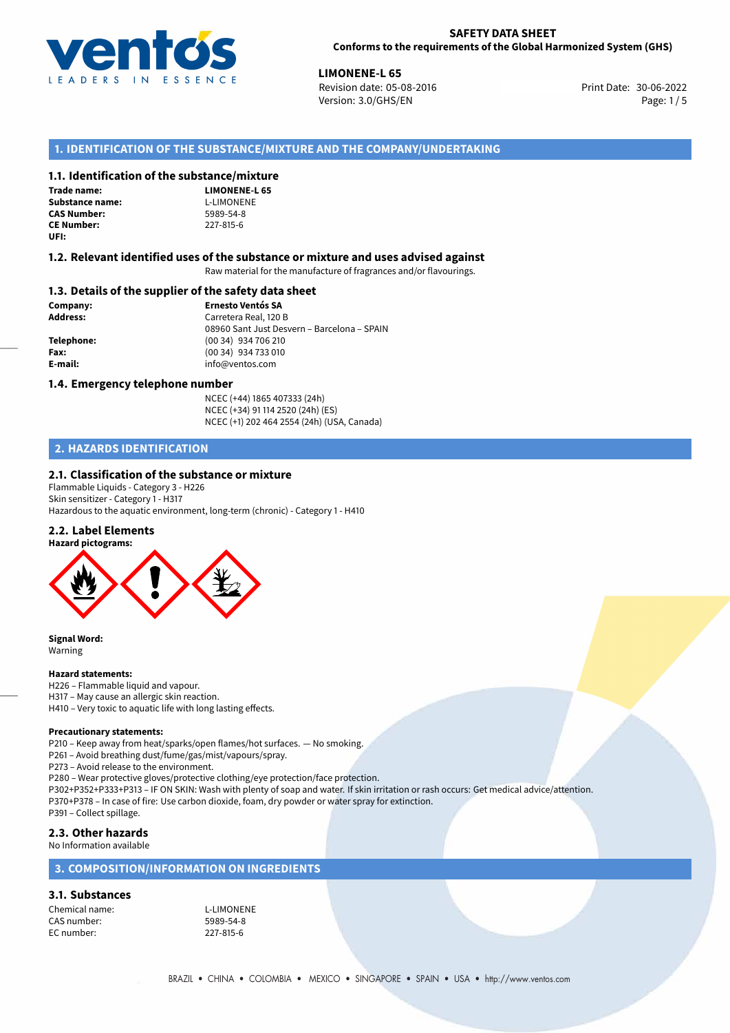**SAFETY DATA SHEET**
**Conforms to the requirements of the Global Harmonized System (GHS)**

**LIMONENE-L 65**
Revision date: 05-08-2016
Version: 3.0/GHS/EN
Print Date: 30-06-2022

## 1. IDENTIFICATION OF THE SUBSTANCE/MIXTURE AND THE COMPANY/UNDERTAKING

### 1.1. Identification of the substance/mixture

**Trade name:** LIMONENE-L 65
**Substance name:** L-LIMONENE
**CAS Number:** 5989-54-8
**CE Number:** 227-815-6
**UFI:**

### 1.2. Relevant identified uses of the substance or mixture and uses advised against

Raw material for the manufacture of fragrances and/or flavourings.

### 1.3. Details of the supplier of the safety data sheet

**Company:** Ernesto Ventós SA
**Address:** Carretera Real, 120 B
08960 Sant Just Desvern – Barcelona – SPAIN
**Telephone:** (00 34) 934 706 210
**Fax:** (00 34) 934 733 010
**E-mail:** info@ventos.com

### 1.4. Emergency telephone number

NCEC (+44) 1865 407333 (24h)
NCEC (+34) 91 114 2520 (24h) (ES)
NCEC (+1) 202 464 2554 (24h) (USA, Canada)

## 2. HAZARDS IDENTIFICATION

### 2.1. Classification of the substance or mixture

Flammable Liquids - Category 3 - H226
Skin sensitizer - Category 1 - H317
Hazardous to the aquatic environment, long-term (chronic) - Category 1 - H410

### 2.2. Label Elements

**Hazard pictograms:**

**Signal Word:**
Warning

**Hazard statements:**
H226 – Flammable liquid and vapour.
H317 – May cause an allergic skin reaction.
H410 – Very toxic to aquatic life with long lasting effects.

**Precautionary statements:**
P210 – Keep away from heat/sparks/open flames/hot surfaces. — No smoking.
P261 – Avoid breathing dust/fume/gas/mist/vapours/spray.
P273 – Avoid release to the environment.
P280 – Wear protective gloves/protective clothing/eye protection/face protection.
P302+P352+P333+P313 – IF ON SKIN: Wash with plenty of soap and water. If skin irritation or rash occurs: Get medical advice/attention.
P370+P378 – In case of fire: Use carbon dioxide, foam, dry powder or water spray for extinction.
P391 – Collect spillage.

### 2.3. Other hazards

No Information available

## 3. COMPOSITION/INFORMATION ON INGREDIENTS

### 3.1. Substances

Chemical name: L-LIMONENE
CAS number: 5989-54-8
EC number: 227-815-6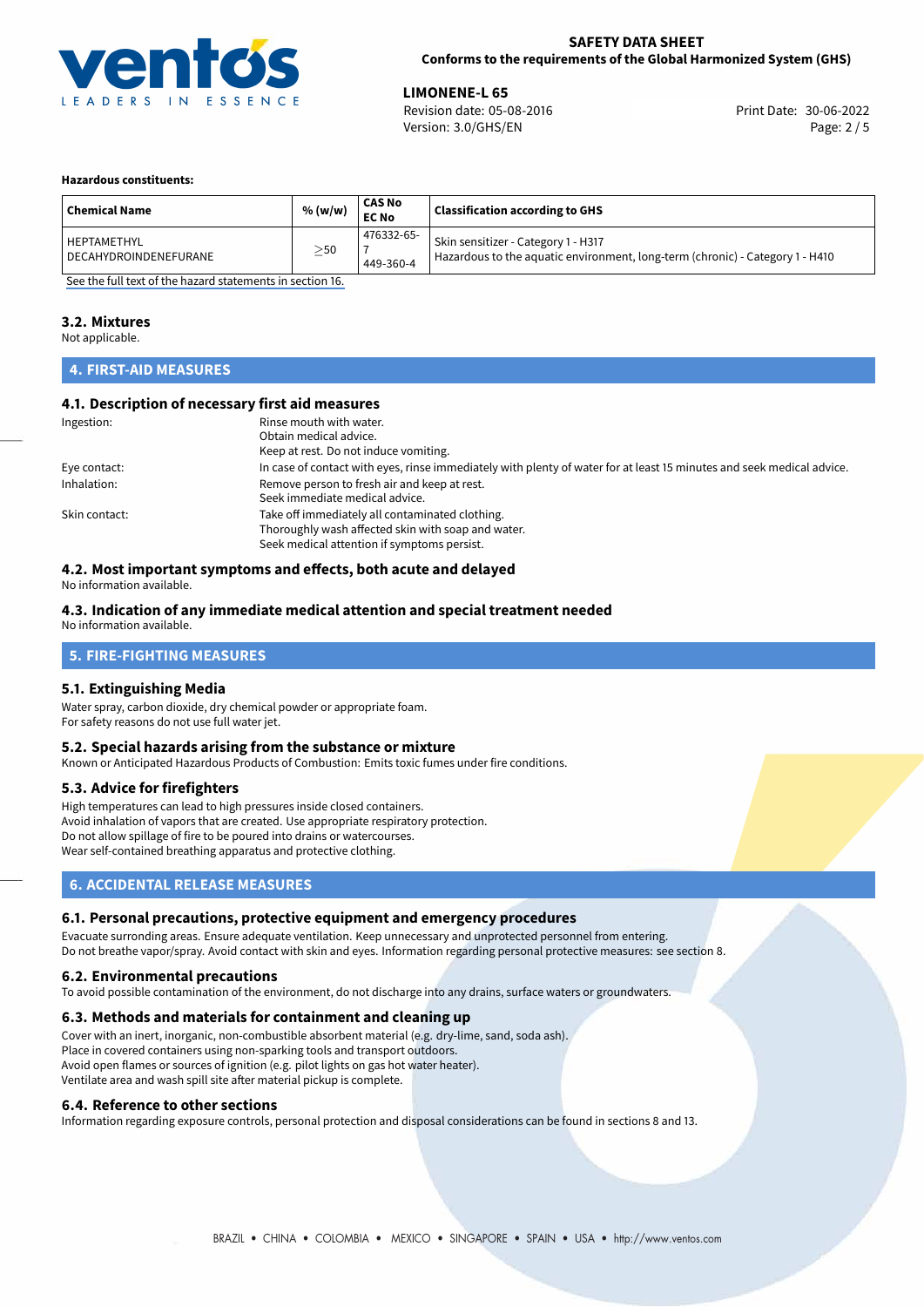**Hazardous constituents:**

| Chemical Name | % (w/w) | CAS No<br>EC No | Classification according to GHS |
|---|---|---|---|
| HEPTAMETHYL DECAHYDROINDENEFURANE | ≥50 | 476332-65-7<br>449-360-4 | Skin sensitizer - Category 1 - H317<br>Hazardous to the aquatic environment, long-term (chronic) - Category 1 - H410 |

See the full text of the hazard statements in section 16.

### 3.2. Mixtures

Not applicable.

## 4. FIRST-AID MEASURES

### 4.1. Description of necessary first aid measures

Ingestion: Rinse mouth with water.
Obtain medical advice.
Keep at rest. Do not induce vomiting.

Eye contact: In case of contact with eyes, rinse immediately with plenty of water for at least 15 minutes and seek medical advice.

Inhalation: Remove person to fresh air and keep at rest.
Seek immediate medical advice.

Skin contact: Take off immediately all contaminated clothing.
Thoroughly wash affected skin with soap and water.
Seek medical attention if symptoms persist.

### 4.2. Most important symptoms and effects, both acute and delayed

No information available.

### 4.3. Indication of any immediate medical attention and special treatment needed

No information available.

## 5. FIRE-FIGHTING MEASURES

### 5.1. Extinguishing Media

Water spray, carbon dioxide, dry chemical powder or appropriate foam.
For safety reasons do not use full water jet.

### 5.2. Special hazards arising from the substance or mixture

Known or Anticipated Hazardous Products of Combustion: Emits toxic fumes under fire conditions.

### 5.3. Advice for firefighters

High temperatures can lead to high pressures inside closed containers.
Avoid inhalation of vapors that are created. Use appropriate respiratory protection.
Do not allow spillage of fire to be poured into drains or watercourses.
Wear self-contained breathing apparatus and protective clothing.

## 6. ACCIDENTAL RELEASE MEASURES

### 6.1. Personal precautions, protective equipment and emergency procedures

Evacuate surronding areas. Ensure adequate ventilation. Keep unnecessary and unprotected personnel from entering.
Do not breathe vapor/spray. Avoid contact with skin and eyes. Information regarding personal protective measures: see section 8.

### 6.2. Environmental precautions

To avoid possible contamination of the environment, do not discharge into any drains, surface waters or groundwaters.

### 6.3. Methods and materials for containment and cleaning up

Cover with an inert, inorganic, non-combustible absorbent material (e.g. dry-lime, sand, soda ash).
Place in covered containers using non-sparking tools and transport outdoors.
Avoid open flames or sources of ignition (e.g. pilot lights on gas hot water heater).
Ventilate area and wash spill site after material pickup is complete.

### 6.4. Reference to other sections

Information regarding exposure controls, personal protection and disposal considerations can be found in sections 8 and 13.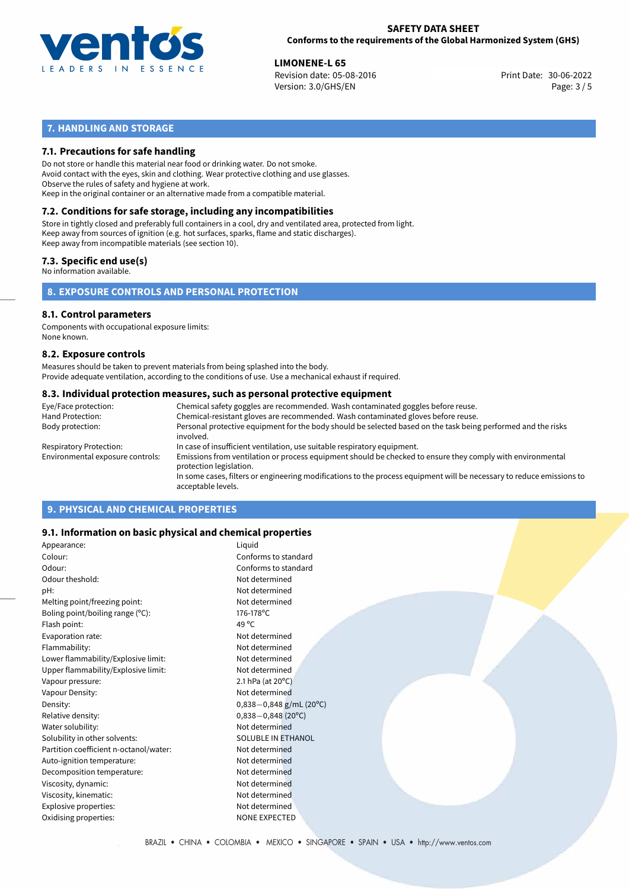## 7. HANDLING AND STORAGE

### 7.1. Precautions for safe handling

Do not store or handle this material near food or drinking water. Do not smoke.
Avoid contact with the eyes, skin and clothing. Wear protective clothing and use glasses.
Observe the rules of safety and hygiene at work.
Keep in the original container or an alternative made from a compatible material.

### 7.2. Conditions for safe storage, including any incompatibilities

Store in tightly closed and preferably full containers in a cool, dry and ventilated area, protected from light.
Keep away from sources of ignition (e.g. hot surfaces, sparks, flame and static discharges).
Keep away from incompatible materials (see section 10).

### 7.3. Specific end use(s)

No information available.

## 8. EXPOSURE CONTROLS AND PERSONAL PROTECTION

### 8.1. Control parameters

Components with occupational exposure limits:
None known.

### 8.2. Exposure controls

Measures should be taken to prevent materials from being splashed into the body.
Provide adequate ventilation, according to the conditions of use. Use a mechanical exhaust if required.

### 8.3. Individual protection measures, such as personal protective equipment

| | |
|---|---|
| Eye/Face protection: | Chemical safety goggles are recommended. Wash contaminated goggles before reuse. |
| Hand Protection: | Chemical-resistant gloves are recommended. Wash contaminated gloves before reuse. |
| Body protection: | Personal protective equipment for the body should be selected based on the task being performed and the risks involved. |
| Respiratory Protection: | In case of insufficient ventilation, use suitable respiratory equipment. |
| Environmental exposure controls: | Emissions from ventilation or process equipment should be checked to ensure they comply with environmental protection legislation. In some cases, filters or engineering modifications to the process equipment will be necessary to reduce emissions to acceptable levels. |

## 9. PHYSICAL AND CHEMICAL PROPERTIES

### 9.1. Information on basic physical and chemical properties

| | |
|---|---|
| Appearance: | Liquid |
| Colour: | Conforms to standard |
| Odour: | Conforms to standard |
| Odour theshold: | Not determined |
| pH: | Not determined |
| Melting point/freezing point: | Not determined |
| Boling point/boiling range (°C): | 176-178°C |
| Flash point: | 49 °C |
| Evaporation rate: | Not determined |
| Flammability: | Not determined |
| Lower flammability/Explosive limit: | Not determined |
| Upper flammability/Explosive limit: | Not determined |
| Vapour pressure: | 2.1 hPa (at 20°C) |
| Vapour Density: | Not determined |
| Density: | 0,838−0,848 g/mL (20°C) |
| Relative density: | 0,838−0,848 (20°C) |
| Water solubility: | Not determined |
| Solubility in other solvents: | SOLUBLE IN ETHANOL |
| Partition coefficient n-octanol/water: | Not determined |
| Auto-ignition temperature: | Not determined |
| Decomposition temperature: | Not determined |
| Viscosity, dynamic: | Not determined |
| Viscosity, kinematic: | Not determined |
| Explosive properties: | Not determined |
| Oxidising properties: | NONE EXPECTED |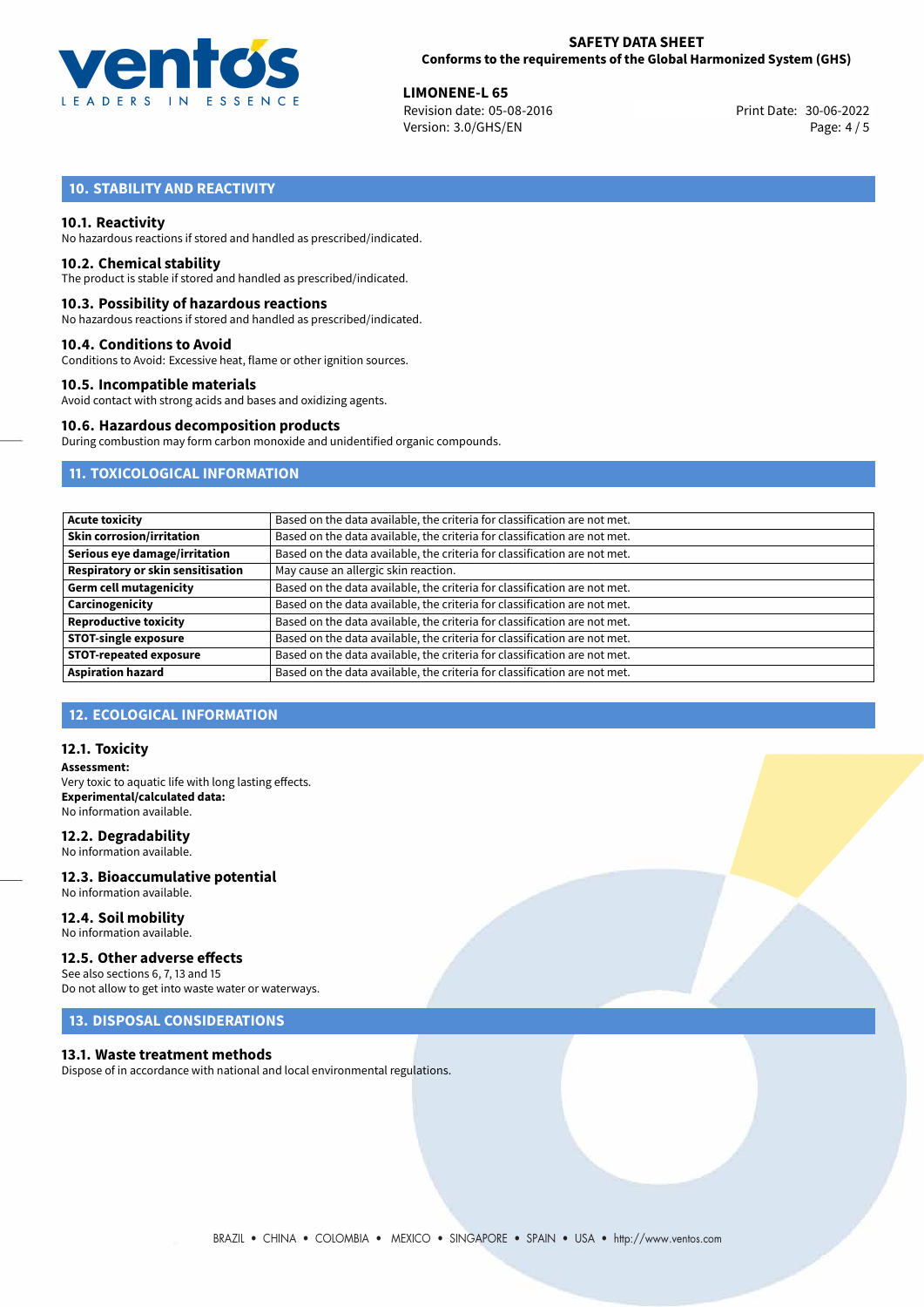## 10. STABILITY AND REACTIVITY

### 10.1. Reactivity

No hazardous reactions if stored and handled as prescribed/indicated.

### 10.2. Chemical stability

The product is stable if stored and handled as prescribed/indicated.

### 10.3. Possibility of hazardous reactions

No hazardous reactions if stored and handled as prescribed/indicated.

### 10.4. Conditions to Avoid

Conditions to Avoid: Excessive heat, flame or other ignition sources.

### 10.5. Incompatible materials

Avoid contact with strong acids and bases and oxidizing agents.

### 10.6. Hazardous decomposition products

During combustion may form carbon monoxide and unidentified organic compounds.

## 11. TOXICOLOGICAL INFORMATION

| | |
|---|---|
| **Acute toxicity** | Based on the data available, the criteria for classification are not met. |
| **Skin corrosion/irritation** | Based on the data available, the criteria for classification are not met. |
| **Serious eye damage/irritation** | Based on the data available, the criteria for classification are not met. |
| **Respiratory or skin sensitisation** | May cause an allergic skin reaction. |
| **Germ cell mutagenicity** | Based on the data available, the criteria for classification are not met. |
| **Carcinogenicity** | Based on the data available, the criteria for classification are not met. |
| **Reproductive toxicity** | Based on the data available, the criteria for classification are not met. |
| **STOT-single exposure** | Based on the data available, the criteria for classification are not met. |
| **STOT-repeated exposure** | Based on the data available, the criteria for classification are not met. |
| **Aspiration hazard** | Based on the data available, the criteria for classification are not met. |

## 12. ECOLOGICAL INFORMATION

### 12.1. Toxicity

**Assessment:**
Very toxic to aquatic life with long lasting effects.
**Experimental/calculated data:**
No information available.

### 12.2. Degradability

No information available.

### 12.3. Bioaccumulative potential

No information available.

### 12.4. Soil mobility

No information available.

### 12.5. Other adverse effects

See also sections 6, 7, 13 and 15
Do not allow to get into waste water or waterways.

## 13. DISPOSAL CONSIDERATIONS

### 13.1. Waste treatment methods

Dispose of in accordance with national and local environmental regulations.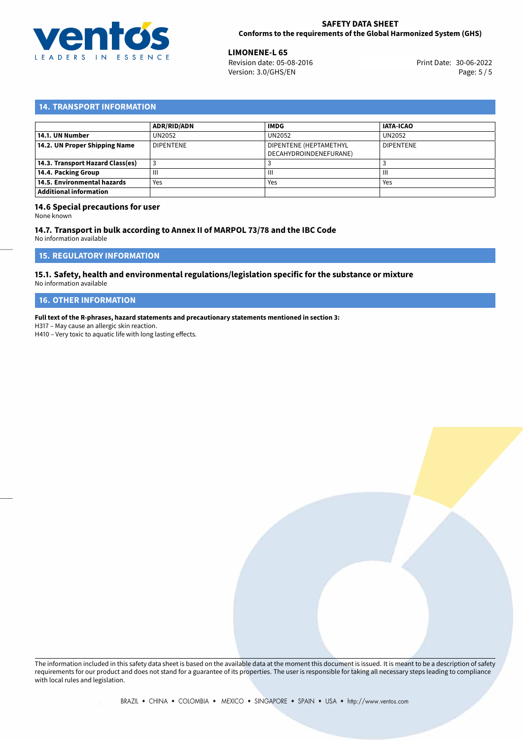## 14. TRANSPORT INFORMATION

| | ADR/RID/ADN | IMDG | IATA-ICAO |
|---|---|---|---|
| **14.1. UN Number** | UN2052 | UN2052 | UN2052 |
| **14.2. UN Proper Shipping Name** | DIPENTENE | DIPENTENE (HEPTAMETHYL DECAHYDROINDENEFURANE) | DIPENTENE |
| **14.3. Transport Hazard Class(es)** | 3 | 3 | 3 |
| **14.4. Packing Group** | III | III | III |
| **14.5. Environmental hazards** | Yes | Yes | Yes |
| **Additional information** | | | |

### 14.6 Special precautions for user

None known

### 14.7. Transport in bulk according to Annex II of MARPOL 73/78 and the IBC Code

No information available

## 15. REGULATORY INFORMATION

### 15.1. Safety, health and environmental regulations/legislation specific for the substance or mixture

No information available

## 16. OTHER INFORMATION

**Full text of the R-phrases, hazard statements and precautionary statements mentioned in section 3:**

H317 – May cause an allergic skin reaction.
H410 – Very toxic to aquatic life with long lasting effects.

The information included in this safety data sheet is based on the available data at the moment this document is issued. It is meant to be a description of safety requirements for our product and does not stand for a guarantee of its properties. The user is responsible for taking all necessary steps leading to compliance with local rules and legislation.